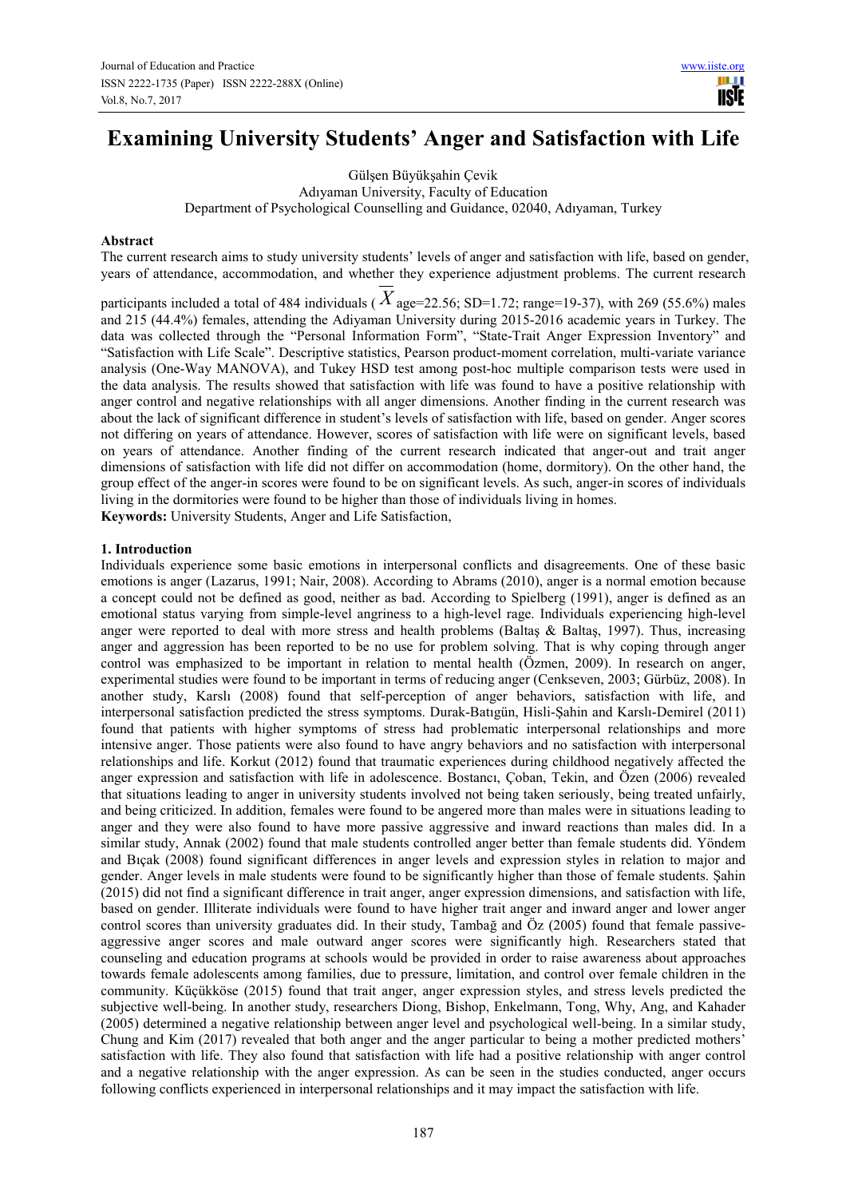# Examining University Students' Anger and Satisfaction with Life

Gülşen Büyükşahin Çevik

Adıyaman University, Faculty of Education

Department of Psychological Counselling and Guidance, 02040, Adıyaman, Turkey

## Abstract

The current research aims to study university students' levels of anger and satisfaction with life, based on gender, years of attendance, accommodation, and whether they experience adjustment problems. The current research participants included a total of 484 individuals ($\overline{X}$ age=22.56; SD=1.72; range=19-37), with 269 (55.6%) males and 215 (44.4%) females, attending the Adiyaman University during 2015-2016 academic years in Turkey. The data was collected through the "Personal Information Form", "State-Trait Anger Expression Inventory" and "Satisfaction with Life Scale". Descriptive statistics, Pearson product-moment correlation, multi-variate variance analysis (One-Way MANOVA), and Tukey HSD test among post-hoc multiple comparison tests were used in the data analysis. The results showed that satisfaction with life was found to have a positive relationship with anger control and negative relationships with all anger dimensions. Another finding in the current research was about the lack of significant difference in student's levels of satisfaction with life, based on gender. Anger scores not differing on years of attendance. However, scores of satisfaction with life were on significant levels, based on years of attendance. Another finding of the current research indicated that anger-out and trait anger dimensions of satisfaction with life did not differ on accommodation (home, dormitory). On the other hand, the group effect of the anger-in scores were found to be on significant levels. As such, anger-in scores of individuals living in the dormitories were found to be higher than those of individuals living in homes.

**Keywords:** University Students, Anger and Life Satisfaction,

## 1. Introduction

Individuals experience some basic emotions in interpersonal conflicts and disagreements. One of these basic emotions is anger (Lazarus, 1991; Nair, 2008). According to Abrams (2010), anger is a normal emotion because a concept could not be defined as good, neither as bad. According to Spielberg (1991), anger is defined as an emotional status varying from simple-level angriness to a high-level rage. Individuals experiencing high-level anger were reported to deal with more stress and health problems (Baltaş & Baltaş, 1997). Thus, increasing anger and aggression has been reported to be no use for problem solving. That is why coping through anger control was emphasized to be important in relation to mental health (Özmen, 2009). In research on anger, experimental studies were found to be important in terms of reducing anger (Cenkseven, 2003; Gürbüz, 2008). In another study, Karslı (2008) found that self-perception of anger behaviors, satisfaction with life, and interpersonal satisfaction predicted the stress symptoms. Durak-Batıgün, Hisli-Şahin and Karslı-Demirel (2011) found that patients with higher symptoms of stress had problematic interpersonal relationships and more intensive anger. Those patients were also found to have angry behaviors and no satisfaction with interpersonal relationships and life. Korkut (2012) found that traumatic experiences during childhood negatively affected the anger expression and satisfaction with life in adolescence. Bostancı, Çoban, Tekin, and Özen (2006) revealed that situations leading to anger in university students involved not being taken seriously, being treated unfairly, and being criticized. In addition, females were found to be angered more than males were in situations leading to anger and they were also found to have more passive aggressive and inward reactions than males did. In a similar study, Annak (2002) found that male students controlled anger better than female students did. Yöndem and Bıçak (2008) found significant differences in anger levels and expression styles in relation to major and gender. Anger levels in male students were found to be significantly higher than those of female students. Şahin (2015) did not find a significant difference in trait anger, anger expression dimensions, and satisfaction with life, based on gender. Illiterate individuals were found to have higher trait anger and inward anger and lower anger control scores than university graduates did. In their study, Tambağ and Öz (2005) found that female passive-aggressive anger scores and male outward anger scores were significantly high. Researchers stated that counseling and education programs at schools would be provided in order to raise awareness about approaches towards female adolescents among families, due to pressure, limitation, and control over female children in the community. Küçükköse (2015) found that trait anger, anger expression styles, and stress levels predicted the subjective well-being. In another study, researchers Diong, Bishop, Enkelmann, Tong, Why, Ang, and Kahader (2005) determined a negative relationship between anger level and psychological well-being. In a similar study, Chung and Kim (2017) revealed that both anger and the anger particular to being a mother predicted mothers' satisfaction with life. They also found that satisfaction with life had a positive relationship with anger control and a negative relationship with the anger expression. As can be seen in the studies conducted, anger occurs following conflicts experienced in interpersonal relationships and it may impact the satisfaction with life.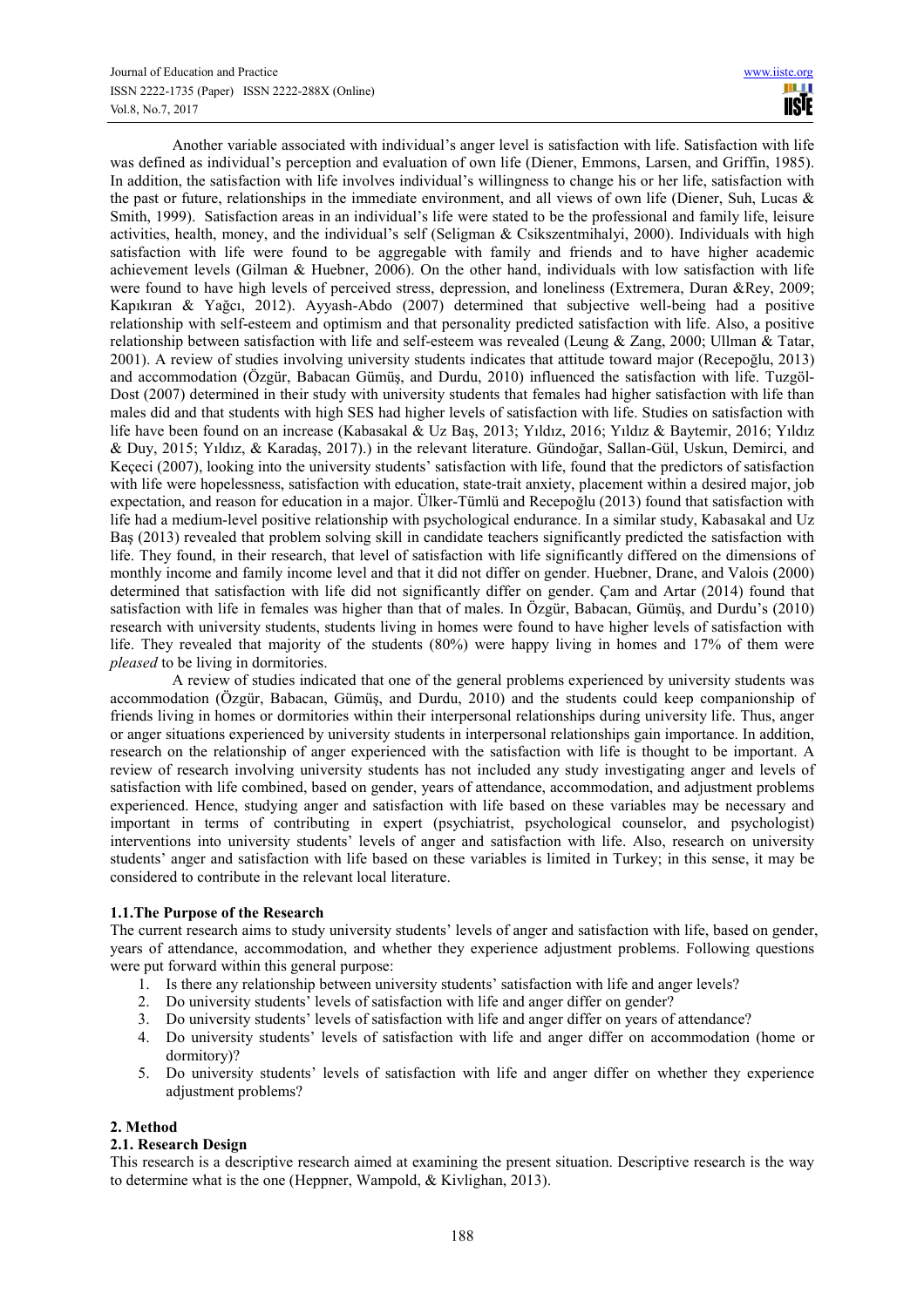Another variable associated with individual's anger level is satisfaction with life. Satisfaction with life was defined as individual's perception and evaluation of own life (Diener, Emmons, Larsen, and Griffin, 1985). In addition, the satisfaction with life involves individual's willingness to change his or her life, satisfaction with the past or future, relationships in the immediate environment, and all views of own life (Diener, Suh, Lucas & Smith, 1999). Satisfaction areas in an individual's life were stated to be the professional and family life, leisure activities, health, money, and the individual's self (Seligman & Csikszentmihalyi, 2000). Individuals with high satisfaction with life were found to be aggregable with family and friends and to have higher academic achievement levels (Gilman & Huebner, 2006). On the other hand, individuals with low satisfaction with life were found to have high levels of perceived stress, depression, and loneliness (Extremera, Duran &Rey, 2009; Kapıkıran & Yağcı, 2012). Ayyash-Abdo (2007) determined that subjective well-being had a positive relationship with self-esteem and optimism and that personality predicted satisfaction with life. Also, a positive relationship between satisfaction with life and self-esteem was revealed (Leung & Zang, 2000; Ullman & Tatar, 2001). A review of studies involving university students indicates that attitude toward major (Recepoğlu, 2013) and accommodation (Özgür, Babacan Gümüş, and Durdu, 2010) influenced the satisfaction with life. Tuzgöl-Dost (2007) determined in their study with university students that females had higher satisfaction with life than males did and that students with high SES had higher levels of satisfaction with life. Studies on satisfaction with life have been found on an increase (Kabasakal & Uz Baş, 2013; Yıldız, 2016; Yıldız & Baytemir, 2016; Yıldız & Duy, 2015; Yıldız, & Karadaş, 2017).) in the relevant literature. Gündoğar, Sallan-Gül, Uskun, Demirci, and Keçeci (2007), looking into the university students' satisfaction with life, found that the predictors of satisfaction with life were hopelessness, satisfaction with education, state-trait anxiety, placement within a desired major, job expectation, and reason for education in a major. Ülker-Tümlü and Recepoğlu (2013) found that satisfaction with life had a medium-level positive relationship with psychological endurance. In a similar study, Kabasakal and Uz Baş (2013) revealed that problem solving skill in candidate teachers significantly predicted the satisfaction with life. They found, in their research, that level of satisfaction with life significantly differed on the dimensions of monthly income and family income level and that it did not differ on gender. Huebner, Drane, and Valois (2000) determined that satisfaction with life did not significantly differ on gender. Çam and Artar (2014) found that satisfaction with life in females was higher than that of males. In Özgür, Babacan, Gümüş, and Durdu's (2010) research with university students, students living in homes were found to have higher levels of satisfaction with life. They revealed that majority of the students (80%) were happy living in homes and 17% of them were *pleased* to be living in dormitories.

A review of studies indicated that one of the general problems experienced by university students was accommodation (Özgür, Babacan, Gümüş, and Durdu, 2010) and the students could keep companionship of friends living in homes or dormitories within their interpersonal relationships during university life. Thus, anger or anger situations experienced by university students in interpersonal relationships gain importance. In addition, research on the relationship of anger experienced with the satisfaction with life is thought to be important. A review of research involving university students has not included any study investigating anger and levels of satisfaction with life combined, based on gender, years of attendance, accommodation, and adjustment problems experienced. Hence, studying anger and satisfaction with life based on these variables may be necessary and important in terms of contributing in expert (psychiatrist, psychological counselor, and psychologist) interventions into university students' levels of anger and satisfaction with life. Also, research on university students' anger and satisfaction with life based on these variables is limited in Turkey; in this sense, it may be considered to contribute in the relevant local literature.

### 1.1.The Purpose of the Research

The current research aims to study university students' levels of anger and satisfaction with life, based on gender, years of attendance, accommodation, and whether they experience adjustment problems. Following questions were put forward within this general purpose:

1. Is there any relationship between university students' satisfaction with life and anger levels?
2. Do university students' levels of satisfaction with life and anger differ on gender?
3. Do university students' levels of satisfaction with life and anger differ on years of attendance?
4. Do university students' levels of satisfaction with life and anger differ on accommodation (home or dormitory)?
5. Do university students' levels of satisfaction with life and anger differ on whether they experience adjustment problems?

## 2. Method

### 2.1. Research Design

This research is a descriptive research aimed at examining the present situation. Descriptive research is the way to determine what is the one (Heppner, Wampold, & Kivlighan, 2013).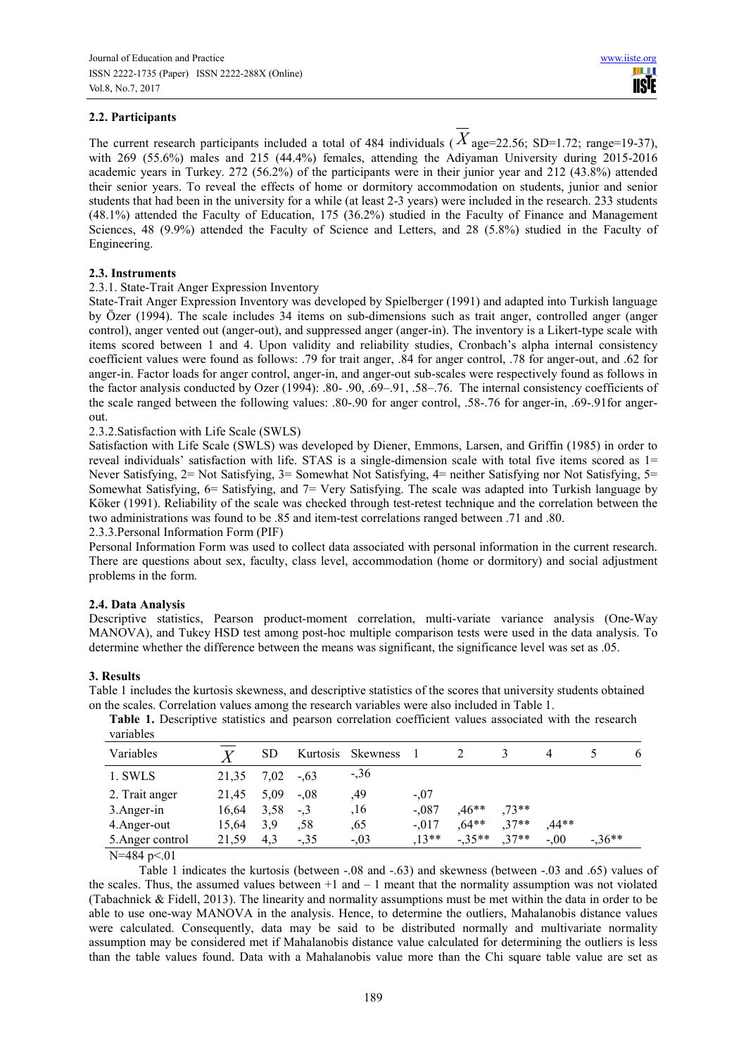**2.2. Participants**

The current research participants included a total of 484 individuals ($\overline{X}$ age=22.56; SD=1.72; range=19-37), with 269 (55.6%) males and 215 (44.4%) females, attending the Adiyaman University during 2015-2016 academic years in Turkey. 272 (56.2%) of the participants were in their junior year and 212 (43.8%) attended their senior years. To reveal the effects of home or dormitory accommodation on students, junior and senior students that had been in the university for a while (at least 2-3 years) were included in the research. 233 students (48.1%) attended the Faculty of Education, 175 (36.2%) studied in the Faculty of Finance and Management Sciences, 48 (9.9%) attended the Faculty of Science and Letters, and 28 (5.8%) studied in the Faculty of Engineering.

**2.3. Instruments**

2.3.1. State-Trait Anger Expression Inventory

State-Trait Anger Expression Inventory was developed by Spielberger (1991) and adapted into Turkish language by Özer (1994). The scale includes 34 items on sub-dimensions such as trait anger, controlled anger (anger control), anger vented out (anger-out), and suppressed anger (anger-in). The inventory is a Likert-type scale with items scored between 1 and 4. Upon validity and reliability studies, Cronbach's alpha internal consistency coefficient values were found as follows: .79 for trait anger, .84 for anger control, .78 for anger-out, and .62 for anger-in. Factor loads for anger control, anger-in, and anger-out sub-scales were respectively found as follows in the factor analysis conducted by Ozer (1994): .80- .90, .69–.91, .58–.76. The internal consistency coefficients of the scale ranged between the following values: .80-.90 for anger control, .58-.76 for anger-in, .69-.91for anger-out.

2.3.2.Satisfaction with Life Scale (SWLS)

Satisfaction with Life Scale (SWLS) was developed by Diener, Emmons, Larsen, and Griffin (1985) in order to reveal individuals' satisfaction with life. STAS is a single-dimension scale with total five items scored as 1= Never Satisfying, 2= Not Satisfying, 3= Somewhat Not Satisfying, 4= neither Satisfying nor Not Satisfying, 5= Somewhat Satisfying, 6= Satisfying, and 7= Very Satisfying. The scale was adapted into Turkish language by Köker (1991). Reliability of the scale was checked through test-retest technique and the correlation between the two administrations was found to be .85 and item-test correlations ranged between .71 and .80.

2.3.3.Personal Information Form (PIF)

Personal Information Form was used to collect data associated with personal information in the current research. There are questions about sex, faculty, class level, accommodation (home or dormitory) and social adjustment problems in the form.

**2.4. Data Analysis**

Descriptive statistics, Pearson product-moment correlation, multi-variate variance analysis (One-Way MANOVA), and Tukey HSD test among post-hoc multiple comparison tests were used in the data analysis. To determine whether the difference between the means was significant, the significance level was set as .05.

**3. Results**

Table 1 includes the kurtosis skewness, and descriptive statistics of the scores that university students obtained on the scales. Correlation values among the research variables were also included in Table 1.

**Table 1.** Descriptive statistics and pearson correlation coefficient values associated with the research variables

| Variables | $\overline{X}$ | SD | Kurtosis | Skewness | 1 | 2 | 3 | 4 | 5 | 6 |
|---|---|---|---|---|---|---|---|---|---|---|
| 1. SWLS | 21,35 | 7,02 | -,63 | -,36 | | | | | | |
| 2. Trait anger | 21,45 | 5,09 | -,08 | ,49 | -,07 | | | | | |
| 3.Anger-in | 16,64 | 3,58 | -,3 | ,16 | -,087 | ,46** | ,73** | | | |
| 4.Anger-out | 15,64 | 3,9 | ,58 | ,65 | -,017 | ,64** | ,37** | ,44** | | |
| 5.Anger control | 21,59 | 4,3 | -,35 | -,03 | ,13** | -,35** | ,37** | -,00 | -,36** | |

N=484 p<.01

Table 1 indicates the kurtosis (between -.08 and -.63) and skewness (between -.03 and .65) values of the scales. Thus, the assumed values between +1 and – 1 meant that the normality assumption was not violated (Tabachnick & Fidell, 2013). The linearity and normality assumptions must be met within the data in order to be able to use one-way MANOVA in the analysis. Hence, to determine the outliers, Mahalanobis distance values were calculated. Consequently, data may be said to be distributed normally and multivariate normality assumption may be considered met if Mahalanobis distance value calculated for determining the outliers is less than the table values found. Data with a Mahalanobis value more than the Chi square table value are set as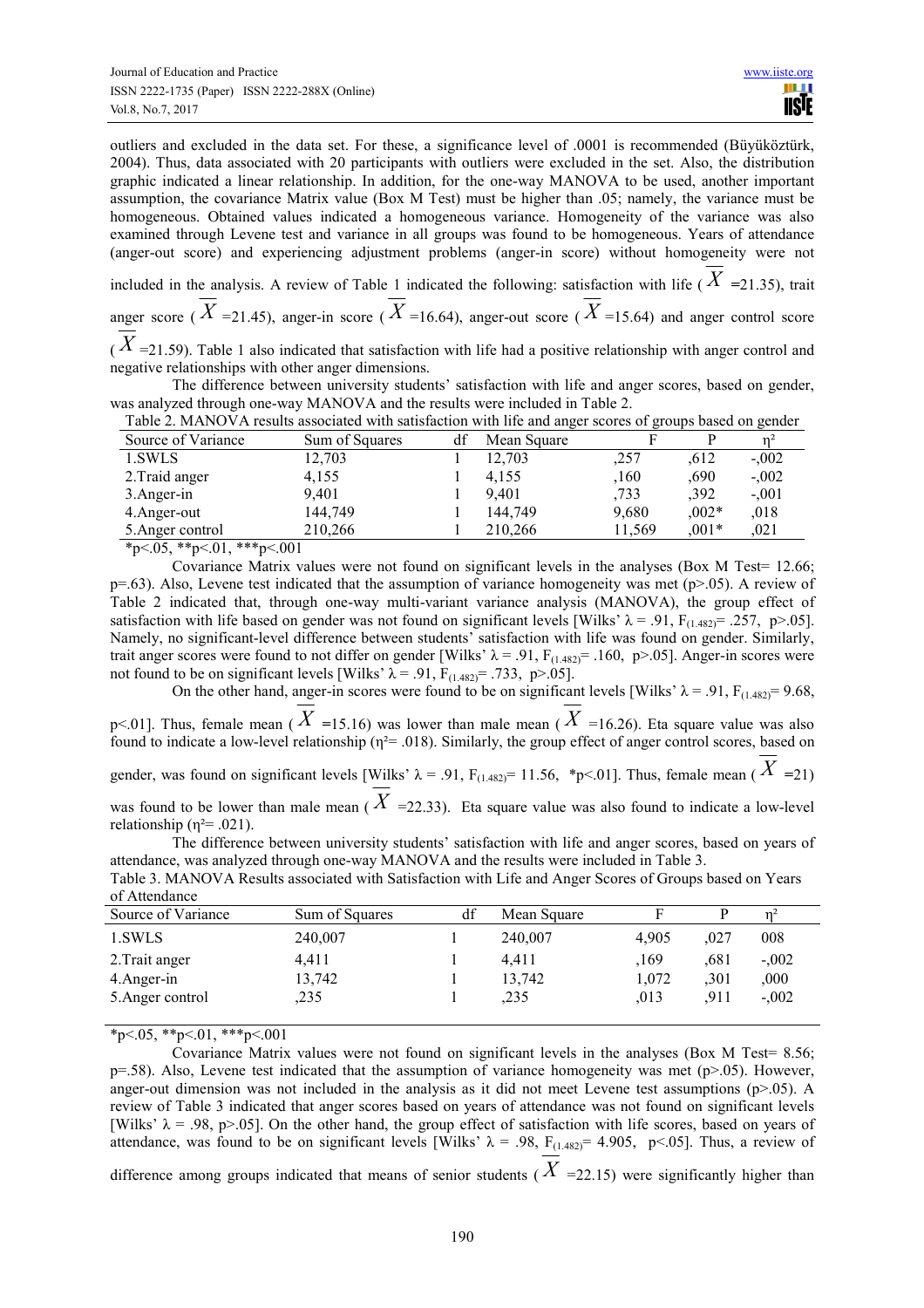outliers and excluded in the data set. For these, a significance level of .0001 is recommended (Büyüköztürk, 2004). Thus, data associated with 20 participants with outliers were excluded in the set. Also, the distribution graphic indicated a linear relationship. In addition, for the one-way MANOVA to be used, another important assumption, the covariance Matrix value (Box M Test) must be higher than .05; namely, the variance must be homogeneous. Obtained values indicated a homogeneous variance. Homogeneity of the variance was also examined through Levene test and variance in all groups was found to be homogeneous. Years of attendance (anger-out score) and experiencing adjustment problems (anger-in score) without homogeneity were not included in the analysis. A review of Table 1 indicated the following: satisfaction with life ($\overline{X}$ =21.35), trait anger score ($\overline{X}$ =21.45), anger-in score ($\overline{X}$ =16.64), anger-out score ($\overline{X}$ =15.64) and anger control score ($\overline{X}$ =21.59). Table 1 also indicated that satisfaction with life had a positive relationship with anger control and negative relationships with other anger dimensions.

The difference between university students' satisfaction with life and anger scores, based on gender, was analyzed through one-way MANOVA and the results were included in Table 2.

Table 2. MANOVA results associated with satisfaction with life and anger scores of groups based on gender

| Source of Variance | Sum of Squares | df | Mean Square | F | P | $\eta^2$ |
|---|---|---|---|---|---|---|
| 1.SWLS | 12,703 | 1 | 12,703 | ,257 | ,612 | -,002 |
| 2.Traid anger | 4,155 | 1 | 4,155 | ,160 | ,690 | -,002 |
| 3.Anger-in | 9,401 | 1 | 9,401 | ,733 | ,392 | -,001 |
| 4.Anger-out | 144,749 | 1 | 144,749 | 9,680 | ,002* | ,018 |
| 5.Anger control | 210,266 | 1 | 210,266 | 11,569 | ,001* | ,021 |

*p<.05, **p<.01, ***p<.001

Covariance Matrix values were not found on significant levels in the analyses (Box M Test= 12.66; p=.63). Also, Levene test indicated that the assumption of variance homogeneity was met (p>.05). A review of Table 2 indicated that, through one-way multi-variant variance analysis (MANOVA), the group effect of satisfaction with life based on gender was not found on significant levels [Wilks' $\lambda$ = .91, $F_{(1.482)}$= .257, p>.05]. Namely, no significant-level difference between students' satisfaction with life was found on gender. Similarly, trait anger scores were found to not differ on gender [Wilks' $\lambda$ = .91, $F_{(1.482)}$= .160, p>.05]. Anger-in scores were not found to be on significant levels [Wilks' $\lambda$ = .91, $F_{(1.482)}$= .733, p>.05].

On the other hand, anger-in scores were found to be on significant levels [Wilks' $\lambda$ = .91, $F_{(1.482)}$= 9.68, p<.01]. Thus, female mean ($\overline{X}$ =15.16) was lower than male mean ($\overline{X}$ =16.26). Eta square value was also found to indicate a low-level relationship ($\eta^2$= .018). Similarly, the group effect of anger control scores, based on gender, was found on significant levels [Wilks' $\lambda$ = .91, $F_{(1.482)}$= 11.56, *p<.01]. Thus, female mean ($\overline{X}$ =21) was found to be lower than male mean ($\overline{X}$ =22.33). Eta square value was also found to indicate a low-level relationship ($\eta^2$= .021).

The difference between university students' satisfaction with life and anger scores, based on years of attendance, was analyzed through one-way MANOVA and the results were included in Table 3.

Table 3. MANOVA Results associated with Satisfaction with Life and Anger Scores of Groups based on Years of Attendance

| Source of Variance | Sum of Squares | df | Mean Square | F | P | $\eta^2$ |
|---|---|---|---|---|---|---|
| 1.SWLS | 240,007 | 1 | 240,007 | 4,905 | ,027 | 008 |
| 2.Trait anger | 4,411 | 1 | 4,411 | ,169 | ,681 | -,002 |
| 4.Anger-in | 13,742 | 1 | 13,742 | 1,072 | ,301 | ,000 |
| 5.Anger control | ,235 | 1 | ,235 | ,013 | ,911 | -,002 |

*p<.05, **p<.01, ***p<.001

Covariance Matrix values were not found on significant levels in the analyses (Box M Test= 8.56; p=.58). Also, Levene test indicated that the assumption of variance homogeneity was met (p>.05). However, anger-out dimension was not included in the analysis as it did not meet Levene test assumptions (p>.05). A review of Table 3 indicated that anger scores based on years of attendance was not found on significant levels [Wilks' $\lambda$ = .98, p>.05]. On the other hand, the group effect of satisfaction with life scores, based on years of attendance, was found to be on significant levels [Wilks' $\lambda$ = .98, $F_{(1.482)}$= 4.905, p<.05]. Thus, a review of difference among groups indicated that means of senior students ($\overline{X}$ =22.15) were significantly higher than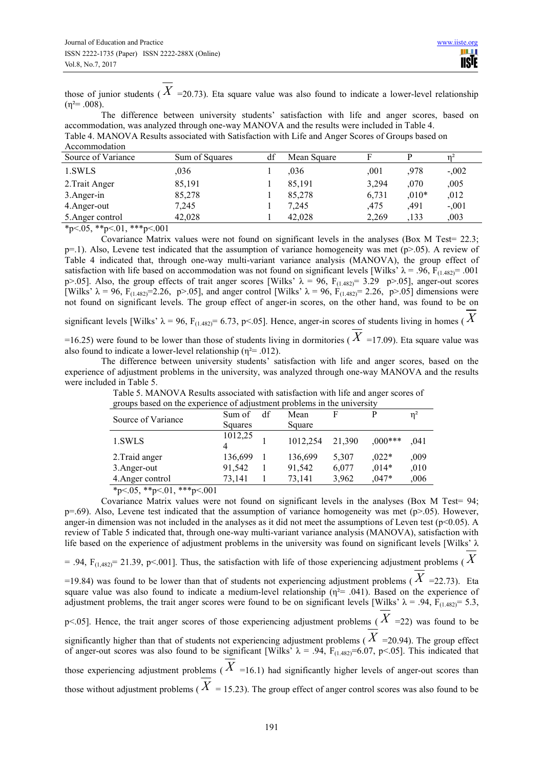those of junior students ($\overline{X}$ =20.73). Eta square value was also found to indicate a lower-level relationship ($\eta^2$= .008).

The difference between university students' satisfaction with life and anger scores, based on accommodation, was analyzed through one-way MANOVA and the results were included in Table 4.

Table 4. MANOVA Results associated with Satisfaction with Life and Anger Scores of Groups based on Accommodation

| Source of Variance | Sum of Squares | df | Mean Square | F | P | $\eta^2$ |
|---|---|---|---|---|---|---|
| 1.SWLS | ,036 | 1 | ,036 | ,001 | ,978 | -,002 |
| 2.Trait Anger | 85,191 | 1 | 85,191 | 3,294 | ,070 | ,005 |
| 3.Anger-in | 85,278 | 1 | 85,278 | 6,731 | ,010* | ,012 |
| 4.Anger-out | 7,245 | 1 | 7,245 | ,475 | ,491 | -,001 |
| 5.Anger control | 42,028 | 1 | 42,028 | 2,269 | ,133 | ,003 |

*p<.05, **p<.01, ***p<.001

Covariance Matrix values were not found on significant levels in the analyses (Box M Test= 22.3; p=.1). Also, Levene test indicated that the assumption of variance homogeneity was met (p>.05). A review of Table 4 indicated that, through one-way multi-variant variance analysis (MANOVA), the group effect of satisfaction with life based on accommodation was not found on significant levels [Wilks' $\lambda$ = .96, $F_{(1.482)}$= .001 p>.05]. Also, the group effects of trait anger scores [Wilks' $\lambda$ = 96, $F_{(1.482)}$= 3.29 p>.05], anger-out scores [Wilks' $\lambda$ = 96, $F_{(1.482)}$=2.26, p>.05], and anger control [Wilks' $\lambda$ = 96, $F_{(1.482)}$= 2.26, p>.05] dimensions were not found on significant levels. The group effect of anger-in scores, on the other hand, was found to be on significant levels [Wilks' $\lambda$ = 96, $F_{(1.482)}$= 6.73, p<.05]. Hence, anger-in scores of students living in homes ($\overline{X}$ =16.25) were found to be lower than those of students living in dormitories ($\overline{X}$ =17.09). Eta square value was also found to indicate a lower-level relationship ($\eta^2$= .012).

The difference between university students' satisfaction with life and anger scores, based on the experience of adjustment problems in the university, was analyzed through one-way MANOVA and the results were included in Table 5.

Table 5. MANOVA Results associated with satisfaction with life and anger scores of groups based on the experience of adjustment problems in the university

| Source of Variance | Sum of Squares | df | Mean Square | F | P | $\eta^2$ |
|---|---|---|---|---|---|---|
| 1.SWLS | 1012,254 | 1 | 1012,254 | 21,390 | ,000*** | ,041 |
| 2.Traid anger | 136,699 | 1 | 136,699 | 5,307 | ,022* | ,009 |
| 3.Anger-out | 91,542 | 1 | 91,542 | 6,077 | ,014* | ,010 |
| 4.Anger control | 73,141 | 1 | 73,141 | 3,962 | ,047* | ,006 |

*p<.05, **p<.01, ***p<.001

Covariance Matrix values were not found on significant levels in the analyses (Box M Test= 94; p=.69). Also, Levene test indicated that the assumption of variance homogeneity was met (p>.05). However, anger-in dimension was not included in the analyses as it did not meet the assumptions of Leven test (p<0.05). A review of Table 5 indicated that, through one-way multi-variant variance analysis (MANOVA), satisfaction with life based on the experience of adjustment problems in the university was found on significant levels [Wilks' $\lambda$ = .94, $F_{(1,482)}$= 21.39, p<.001]. Thus, the satisfaction with life of those experiencing adjustment problems ($\overline{X}$ =19.84) was found to be lower than that of students not experiencing adjustment problems ($\overline{X}$ =22.73). Eta square value was also found to indicate a medium-level relationship ($\eta^2$= .041). Based on the experience of adjustment problems, the trait anger scores were found to be on significant levels [Wilks' $\lambda$ = .94, $F_{(1.482)}$= 5.3, p<.05]. Hence, the trait anger scores of those experiencing adjustment problems ($\overline{X}$ =22) was found to be significantly higher than that of students not experiencing adjustment problems ($\overline{X}$ =20.94). The group effect of anger-out scores was also found to be significant [Wilks' $\lambda$ = .94, $F_{(1.482)}$=6.07, p<.05]. This indicated that those experiencing adjustment problems ($\overline{X}$ =16.1) had significantly higher levels of anger-out scores than those without adjustment problems ($\overline{X}$ = 15.23). The group effect of anger control scores was also found to be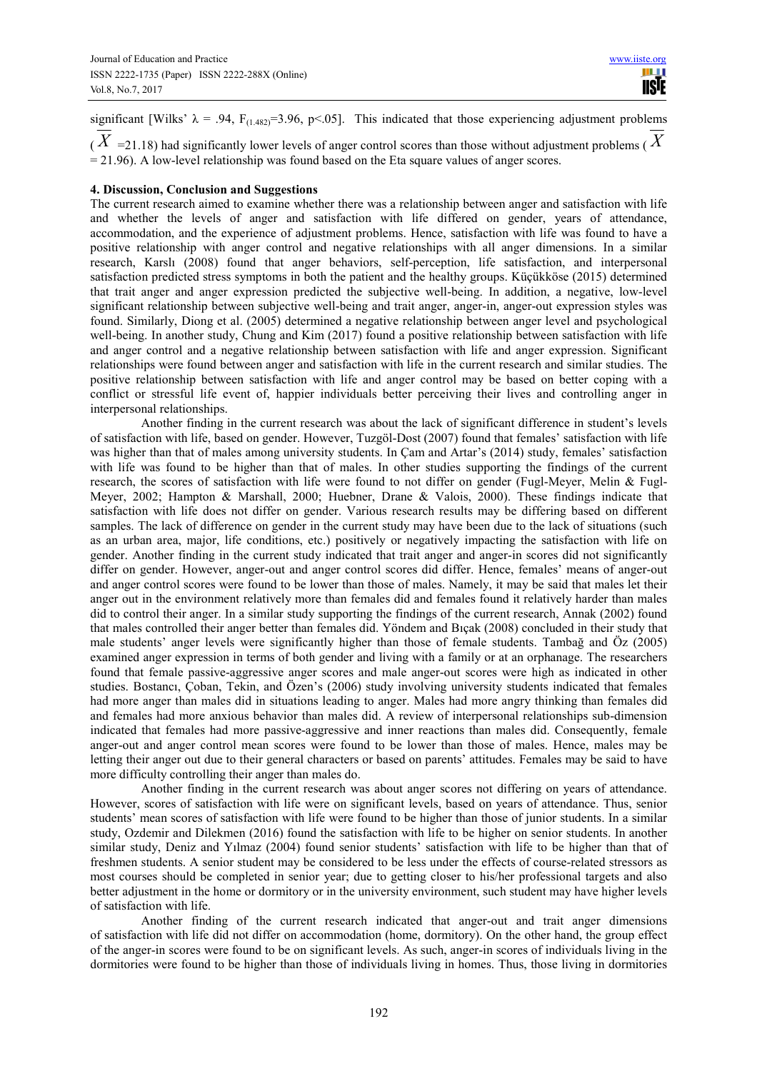significant [Wilks' $\lambda$ = .94, $F_{(1.482)}$=3.96, $p$<.05]. This indicated that those experiencing adjustment problems ($\overline{X}$ =21.18) had significantly lower levels of anger control scores than those without adjustment problems ($\overline{X}$ = 21.96). A low-level relationship was found based on the Eta square values of anger scores.

## 4. Discussion, Conclusion and Suggestions

The current research aimed to examine whether there was a relationship between anger and satisfaction with life and whether the levels of anger and satisfaction with life differed on gender, years of attendance, accommodation, and the experience of adjustment problems. Hence, satisfaction with life was found to have a positive relationship with anger control and negative relationships with all anger dimensions. In a similar research, Karslı (2008) found that anger behaviors, self-perception, life satisfaction, and interpersonal satisfaction predicted stress symptoms in both the patient and the healthy groups. Küçükköse (2015) determined that trait anger and anger expression predicted the subjective well-being. In addition, a negative, low-level significant relationship between subjective well-being and trait anger, anger-in, anger-out expression styles was found. Similarly, Diong et al. (2005) determined a negative relationship between anger level and psychological well-being. In another study, Chung and Kim (2017) found a positive relationship between satisfaction with life and anger control and a negative relationship between satisfaction with life and anger expression. Significant relationships were found between anger and satisfaction with life in the current research and similar studies. The positive relationship between satisfaction with life and anger control may be based on better coping with a conflict or stressful life event of, happier individuals better perceiving their lives and controlling anger in interpersonal relationships.

Another finding in the current research was about the lack of significant difference in student's levels of satisfaction with life, based on gender. However, Tuzgöl-Dost (2007) found that females' satisfaction with life was higher than that of males among university students. In Çam and Artar's (2014) study, females' satisfaction with life was found to be higher than that of males. In other studies supporting the findings of the current research, the scores of satisfaction with life were found to not differ on gender (Fugl-Meyer, Melin & Fugl-Meyer, 2002; Hampton & Marshall, 2000; Huebner, Drane & Valois, 2000). These findings indicate that satisfaction with life does not differ on gender. Various research results may be differing based on different samples. The lack of difference on gender in the current study may have been due to the lack of situations (such as an urban area, major, life conditions, etc.) positively or negatively impacting the satisfaction with life on gender. Another finding in the current study indicated that trait anger and anger-in scores did not significantly differ on gender. However, anger-out and anger control scores did differ. Hence, females' means of anger-out and anger control scores were found to be lower than those of males. Namely, it may be said that males let their anger out in the environment relatively more than females did and females found it relatively harder than males did to control their anger. In a similar study supporting the findings of the current research, Annak (2002) found that males controlled their anger better than females did. Yöndem and Bıçak (2008) concluded in their study that male students' anger levels were significantly higher than those of female students. Tambağ and Öz (2005) examined anger expression in terms of both gender and living with a family or at an orphanage. The researchers found that female passive-aggressive anger scores and male anger-out scores were high as indicated in other studies. Bostancı, Çoban, Tekin, and Özen's (2006) study involving university students indicated that females had more anger than males did in situations leading to anger. Males had more angry thinking than females did and females had more anxious behavior than males did. A review of interpersonal relationships sub-dimension indicated that females had more passive-aggressive and inner reactions than males did. Consequently, female anger-out and anger control mean scores were found to be lower than those of males. Hence, males may be letting their anger out due to their general characters or based on parents' attitudes. Females may be said to have more difficulty controlling their anger than males do.

Another finding in the current research was about anger scores not differing on years of attendance. However, scores of satisfaction with life were on significant levels, based on years of attendance. Thus, senior students' mean scores of satisfaction with life were found to be higher than those of junior students. In a similar study, Ozdemir and Dilekmen (2016) found the satisfaction with life to be higher on senior students. In another similar study, Deniz and Yılmaz (2004) found senior students' satisfaction with life to be higher than that of freshmen students. A senior student may be considered to be less under the effects of course-related stressors as most courses should be completed in senior year; due to getting closer to his/her professional targets and also better adjustment in the home or dormitory or in the university environment, such student may have higher levels of satisfaction with life.

Another finding of the current research indicated that anger-out and trait anger dimensions of satisfaction with life did not differ on accommodation (home, dormitory). On the other hand, the group effect of the anger-in scores were found to be on significant levels. As such, anger-in scores of individuals living in the dormitories were found to be higher than those of individuals living in homes. Thus, those living in dormitories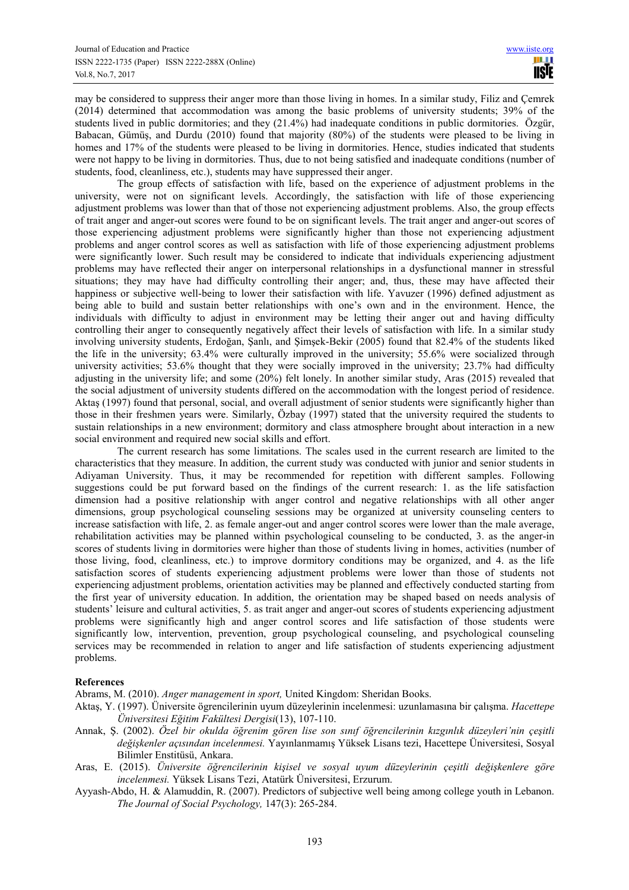may be considered to suppress their anger more than those living in homes. In a similar study, Filiz and Çemrek (2014) determined that accommodation was among the basic problems of university students; 39% of the students lived in public dormitories; and they (21.4%) had inadequate conditions in public dormitories. Özgür, Babacan, Gümüş, and Durdu (2010) found that majority (80%) of the students were pleased to be living in homes and 17% of the students were pleased to be living in dormitories. Hence, studies indicated that students were not happy to be living in dormitories. Thus, due to not being satisfied and inadequate conditions (number of students, food, cleanliness, etc.), students may have suppressed their anger.

The group effects of satisfaction with life, based on the experience of adjustment problems in the university, were not on significant levels. Accordingly, the satisfaction with life of those experiencing adjustment problems was lower than that of those not experiencing adjustment problems. Also, the group effects of trait anger and anger-out scores were found to be on significant levels. The trait anger and anger-out scores of those experiencing adjustment problems were significantly higher than those not experiencing adjustment problems and anger control scores as well as satisfaction with life of those experiencing adjustment problems were significantly lower. Such result may be considered to indicate that individuals experiencing adjustment problems may have reflected their anger on interpersonal relationships in a dysfunctional manner in stressful situations; they may have had difficulty controlling their anger; and, thus, these may have affected their happiness or subjective well-being to lower their satisfaction with life. Yavuzer (1996) defined adjustment as being able to build and sustain better relationships with one's own and in the environment. Hence, the individuals with difficulty to adjust in environment may be letting their anger out and having difficulty controlling their anger to consequently negatively affect their levels of satisfaction with life. In a similar study involving university students, Erdoğan, Şanlı, and Şimşek-Bekir (2005) found that 82.4% of the students liked the life in the university; 63.4% were culturally improved in the university; 55.6% were socialized through university activities; 53.6% thought that they were socially improved in the university; 23.7% had difficulty adjusting in the university life; and some (20%) felt lonely. In another similar study, Aras (2015) revealed that the social adjustment of university students differed on the accommodation with the longest period of residence. Aktaş (1997) found that personal, social, and overall adjustment of senior students were significantly higher than those in their freshmen years were. Similarly, Özbay (1997) stated that the university required the students to sustain relationships in a new environment; dormitory and class atmosphere brought about interaction in a new social environment and required new social skills and effort.

The current research has some limitations. The scales used in the current research are limited to the characteristics that they measure. In addition, the current study was conducted with junior and senior students in Adiyaman University. Thus, it may be recommended for repetition with different samples. Following suggestions could be put forward based on the findings of the current research: 1. as the life satisfaction dimension had a positive relationship with anger control and negative relationships with all other anger dimensions, group psychological counseling sessions may be organized at university counseling centers to increase satisfaction with life, 2. as female anger-out and anger control scores were lower than the male average, rehabilitation activities may be planned within psychological counseling to be conducted, 3. as the anger-in scores of students living in dormitories were higher than those of students living in homes, activities (number of those living, food, cleanliness, etc.) to improve dormitory conditions may be organized, and 4. as the life satisfaction scores of students experiencing adjustment problems were lower than those of students not experiencing adjustment problems, orientation activities may be planned and effectively conducted starting from the first year of university education. In addition, the orientation may be shaped based on needs analysis of students' leisure and cultural activities, 5. as trait anger and anger-out scores of students experiencing adjustment problems were significantly high and anger control scores and life satisfaction of those students were significantly low, intervention, prevention, group psychological counseling, and psychological counseling services may be recommended in relation to anger and life satisfaction of students experiencing adjustment problems.

## References

Abrams, M. (2010). *Anger management in sport,* United Kingdom: Sheridan Books.

Aktaş, Y. (1997). Üniversite ögrencilerinin uyum düzeylerinin incelenmesi: uzunlamasına bir çalışma. *Hacettepe Üniversitesi Eğitim Fakültesi Dergisi*(13), 107-110.

Annak, Ş. (2002). *Özel bir okulda öğrenim gören lise son sınıf öğrencilerinin kızgınlık düzeyleri'nin çeşitli değişkenler açısından incelenmesi.* Yayınlanmamış Yüksek Lisans tezi, Hacettepe Üniversitesi, Sosyal Bilimler Enstitüsü, Ankara.

Aras, E. (2015). *Üniversite öğrencilerinin kişisel ve sosyal uyum düzeylerinin çeşitli değişkenlere göre incelenmesi.* Yüksek Lisans Tezi, Atatürk Üniversitesi, Erzurum.

Ayyash-Abdo, H. & Alamuddin, R. (2007). Predictors of subjective well being among college youth in Lebanon. *The Journal of Social Psychology,* 147(3): 265-284.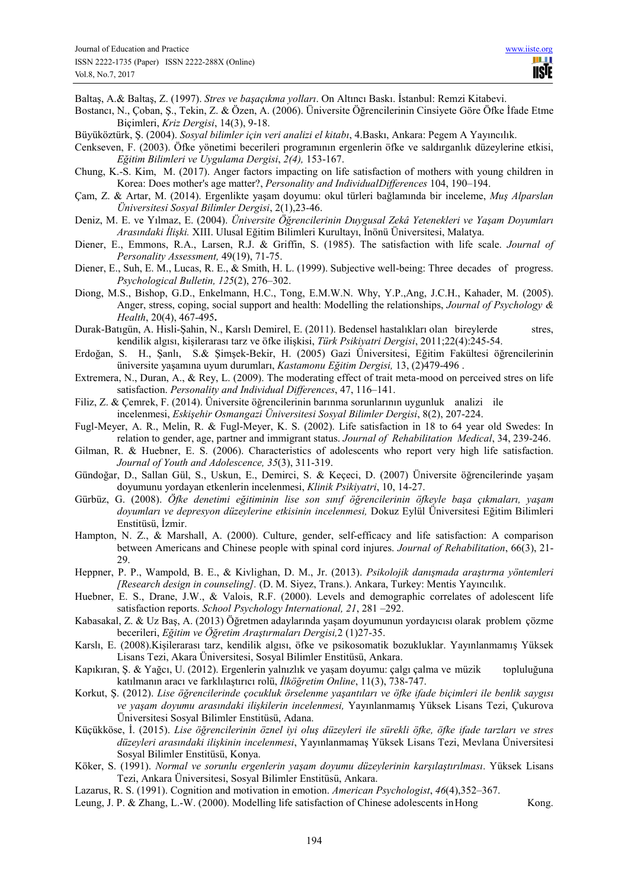Baltaş, A.& Baltaş, Z. (1997). *Stres ve başaçıkma yolları*. On Altıncı Baskı. İstanbul: Remzi Kitabevi.

Bostancı, N., Çoban, Ş., Tekin, Z. & Özen, A. (2006). Üniversite Öğrencilerinin Cinsiyete Göre Öfke İfade Etme Biçimleri, *Kriz Dergisi*, 14(3), 9-18.

Büyüköztürk, Ş. (2004). *Sosyal bilimler için veri analizi el kitabı*, 4.Baskı, Ankara: Pegem A Yayıncılık.

Cenkseven, F. (2003). Öfke yönetimi becerileri programının ergenlerin öfke ve saldırganlık düzeylerine etkisi, *Eğitim Bilimleri ve Uygulama Dergisi*, *2(4),* 153-167.

Chung, K.-S. Kim, M. (2017). Anger factors impacting on life satisfaction of mothers with young children in Korea: Does mother's age matter?, *Personality and IndividualDifferences* 104, 190–194.

Çam, Z. & Artar, M. (2014). Ergenlikte yaşam doyumu: okul türleri bağlamında bir inceleme, *Muş Alparslan Üniversitesi Sosyal Bilimler Dergisi*, 2(1),23-46.

Deniz, M. E. ve Yılmaz, E. (2004). *Üniversite Öğrencilerinin Duygusal Zekâ Yetenekleri ve Yaşam Doyumları Arasındaki İlişki.* XIII. Ulusal Eğitim Bilimleri Kurultayı, İnönü Üniversitesi, Malatya.

Diener, E., Emmons, R.A., Larsen, R.J. & Griffin, S. (1985). The satisfaction with life scale. *Journal of Personality Assessment,* 49(19), 71-75.

Diener, E., Suh, E. M., Lucas, R. E., & Smith, H. L. (1999). Subjective well-being: Three decades of progress. *Psychological Bulletin, 125*(2), 276–302.

Diong, M.S., Bishop, G.D., Enkelmann, H.C., Tong, E.M.W.N. Why, Y.P.,Ang, J.C.H., Kahader, M. (2005). Anger, stress, coping, social support and health: Modelling the relationships, *Journal of Psychology & Health*, 20(4), 467-495**.**

Durak-Batıgün, A. Hisli-Şahin, N., Karslı Demirel, E. (2011). Bedensel hastalıkları olan bireylerde stres, kendilik algısı, kişilerarası tarz ve öfke ilişkisi, *Türk Psikiyatri Dergisi*, 2011;22(4):245-54.

Erdoğan, S. H., Şanlı, S.& Şimşek-Bekir, H. (2005) Gazi Üniversitesi, Eğitim Fakültesi öğrencilerinin üniversite yaşamına uyum durumları, *Kastamonu Eğitim Dergisi,* 13, (2)479-496 .

Extremera, N., Duran, A., & Rey, L. (2009). The moderating effect of trait meta-mood on perceived stres on life satisfaction. *Personality and Individual Differences*, 47, 116–141.

Filiz, Z. & Çemrek, F. (2014). Üniversite öğrencilerinin barınma sorunlarının uygunluk analizi ile incelenmesi, *Eskişehir Osmangazi Üniversitesi Sosyal Bilimler Dergisi*, 8(2), 207-224.

Fugl-Meyer, A. R., Melin, R. & Fugl-Meyer, K. S. (2002). Life satisfaction in 18 to 64 year old Swedes: In relation to gender, age, partner and immigrant status. *Journal of Rehabilitation Medical*, 34, 239-246.

Gilman, R. & Huebner, E. S. (2006). Characteristics of adolescents who report very high life satisfaction. *Journal of Youth and Adolescence, 35*(3), 311-319.

Gündoğar, D., Sallan Gül, S., Uskun, E., Demirci, S. & Keçeci, D. (2007) Üniversite öğrencilerinde yaşam doyumunu yordayan etkenlerin incelenmesi, *Klinik Psikiyatri*, 10, 14-27.

Gürbüz, G. (2008). *Öfke denetimi eğitiminin lise son sınıf öğrencilerinin öfkeyle başa çıkmaları, yaşam doyumları ve depresyon düzeylerine etkisinin incelenmesi,* Dokuz Eylül Üniversitesi Eğitim Bilimleri Enstitüsü, İzmir.

Hampton, N. Z., & Marshall, A. (2000). Culture, gender, self-efficacy and life satisfaction: A comparison between Americans and Chinese people with spinal cord injures. *Journal of Rehabilitation*, 66(3), 21-29.

Heppner, P. P., Wampold, B. E., & Kivlighan, D. M., Jr. (2013). *Psikolojik danışmada araştırma yöntemleri [Research design in counseling].* (D. M. Siyez, Trans.). Ankara, Turkey: Mentis Yayıncılık.

Huebner, E. S., Drane, J.W., & Valois, R.F. (2000). Levels and demographic correlates of adolescent life satisfaction reports. *School Psychology International, 21*, 281 –292.

Kabasakal, Z. & Uz Baş, A. (2013) Öğretmen adaylarında yaşam doyumunun yordayıcısı olarak problem çözme becerileri, *Eğitim ve Öğretim Araştırmaları Dergisi,*2 (1)27-35.

Karslı, E. (2008).Kişilerarası tarz, kendilik algısı, öfke ve psikosomatik bozukluklar. Yayınlanmamış Yüksek Lisans Tezi, Akara Üniversitesi, Sosyal Bilimler Enstitüsü, Ankara.

Kapıkıran, Ş. & Yağcı, U. (2012). Ergenlerin yalnızlık ve yaşam doyumu: çalgı çalma ve müzik topluluğuna katılmanın aracı ve farklılaştırıcı rolü, *İlköğretim Online*, 11(3), 738-747.

Korkut, Ş. (2012). *Lise öğrencilerinde çocukluk örselenme yaşantıları ve öfke ifade biçimleri ile benlik saygısı ve yaşam doyumu arasındaki ilişkilerin incelenmesi,* Yayınlanmamış Yüksek Lisans Tezi, Çukurova Üniversitesi Sosyal Bilimler Enstitüsü, Adana.

Küçükköse, İ. (2015). *Lise öğrencilerinin öznel iyi oluş düzeyleri ile sürekli öfke, öfke ifade tarzları ve stres düzeyleri arasındaki ilişkinin incelenmesi*, Yayınlanmamaş Yüksek Lisans Tezi, Mevlana Üniversitesi Sosyal Bilimler Enstitüsü, Konya.

Köker, S. (1991). *Normal ve sorunlu ergenlerin yaşam doyumu düzeylerinin karşılaştırılması*. Yüksek Lisans Tezi, Ankara Üniversitesi, Sosyal Bilimler Enstitüsü, Ankara.

Lazarus, R. S. (1991). Cognition and motivation in emotion. *American Psychologist*, *46*(4),352–367.

Leung, J. P. & Zhang, L.-W. (2000). Modelling life satisfaction of Chinese adolescents in Hong Kong.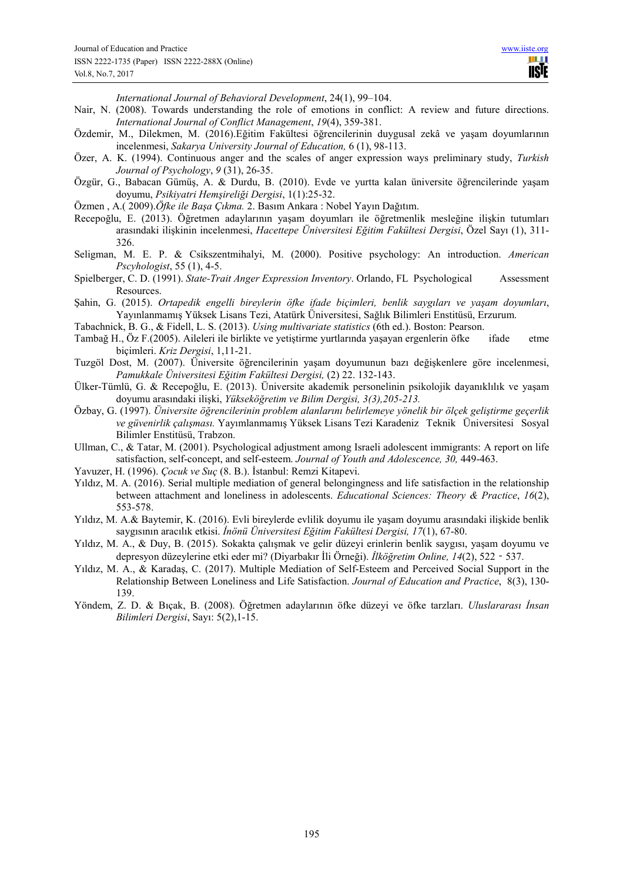*International Journal of Behavioral Development*, 24(1), 99–104.

Nair, N. (2008). Towards understanding the role of emotions in conflict: A review and future directions. *International Journal of Conflict Management*, *19*(4), 359-381.

Özdemir, M., Dilekmen, M. (2016).Eğitim Fakültesi öğrencilerinin duygusal zekâ ve yaşam doyumlarının incelenmesi, *Sakarya University Journal of Education,* 6 (1), 98-113.

Özer, A. K. (1994). Continuous anger and the scales of anger expression ways preliminary study, *Turkish Journal of Psychology*, *9* (31), 26-35.

Özgür, G., Babacan Gümüş, A. & Durdu, B. (2010). Evde ve yurtta kalan üniversite öğrencilerinde yaşam doyumu, *Psikiyatri Hemşireliği Dergisi*, 1(1):25-32.

Özmen , A.( 2009).*Öfke ile Başa Çıkma.* 2. Basım Ankara : Nobel Yayın Dağıtım.

Recepoğlu, E. (2013). Öğretmen adaylarının yaşam doyumları ile öğretmenlik mesleğine ilişkin tutumları arasındaki ilişkinin incelenmesi, *Hacettepe Üniversitesi Eğitim Fakültesi Dergisi*, Özel Sayı (1), 311-326.

Seligman, M. E. P. & Csikszentmihalyi, M. (2000). Positive psychology: An introduction. *American Pscyhologist*, 55 (1), 4-5.

Spielberger, C. D. (1991). *State-Trait Anger Expression Inventory*. Orlando, FL Psychological Assessment Resources.

Şahin, G. (2015). *Ortapedik engelli bireylerin öfke ifade biçimleri, benlik saygıları ve yaşam doyumları*, Yayınlanmamış Yüksek Lisans Tezi, Atatürk Üniversitesi, Sağlık Bilimleri Enstitüsü, Erzurum.

Tabachnick, B. G., & Fidell, L. S. (2013). *Using multivariate statistics* (6th ed.). Boston: Pearson.

Tambağ H., Öz F.(2005). Aileleri ile birlikte ve yetiştirme yurtlarında yaşayan ergenlerin öfke ifade etme biçimleri. *Kriz Dergisi*, 1,11-21.

Tuzgöl Dost, M. (2007). Üniversite öğrencilerinin yaşam doyumunun bazı değişkenlere göre incelenmesi, *Pamukkale Üniversitesi Eğitim Fakültesi Dergisi,* (2) 22. 132-143.

Ülker-Tümlü, G. & Recepoğlu, E. (2013). Üniversite akademik personelinin psikolojik dayanıklılık ve yaşam doyumu arasındaki ilişki, *Yükseköğretim ve Bilim Dergisi, 3(3),205-213.*

Özbay, G. (1997). *Üniversite öğrencilerinin problem alanlarını belirlemeye yönelik bir ölçek geliştirme geçerlik ve güvenirlik çalışması.* Yayımlanmamış Yüksek Lisans Tezi Karadeniz Teknik Üniversitesi Sosyal Bilimler Enstitüsü, Trabzon.

Ullman, C., & Tatar, M. (2001). Psychological adjustment among Israeli adolescent immigrants: A report on life satisfaction, self-concept, and self-esteem. *Journal of Youth and Adolescence, 30,* 449-463.

Yavuzer, H. (1996). *Çocuk ve Suç* (8. B.). İstanbul: Remzi Kitapevi.

Yıldız, M. A. (2016). Serial multiple mediation of general belongingness and life satisfaction in the relationship between attachment and loneliness in adolescents. *Educational Sciences: Theory & Practice*, *16*(2), 553-578.

Yıldız, M. A.& Baytemir, K. (2016). Evli bireylerde evlilik doyumu ile yaşam doyumu arasındaki ilişkide benlik saygısının aracılık etkisi. *İnönü Üniversitesi Eğitim Fakültesi Dergisi, 17*(1), 67-80.

Yıldız, M. A., & Duy, B. (2015). Sokakta çalışmak ve gelir düzeyi erinlerin benlik saygısı, yaşam doyumu ve depresyon düzeylerine etki eder mi? (Diyarbakır İli Örneği). *İlköğretim Online, 14*(2), 522 - 537.

Yıldız, M. A., & Karadaş, C. (2017). Multiple Mediation of Self-Esteem and Perceived Social Support in the Relationship Between Loneliness and Life Satisfaction. *Journal of Education and Practice*, 8(3), 130-139.

Yöndem, Z. D. & Bıçak, B. (2008). Öğretmen adaylarının öfke düzeyi ve öfke tarzları. *Uluslararası İnsan Bilimleri Dergisi*, Sayı: 5(2),1-15.